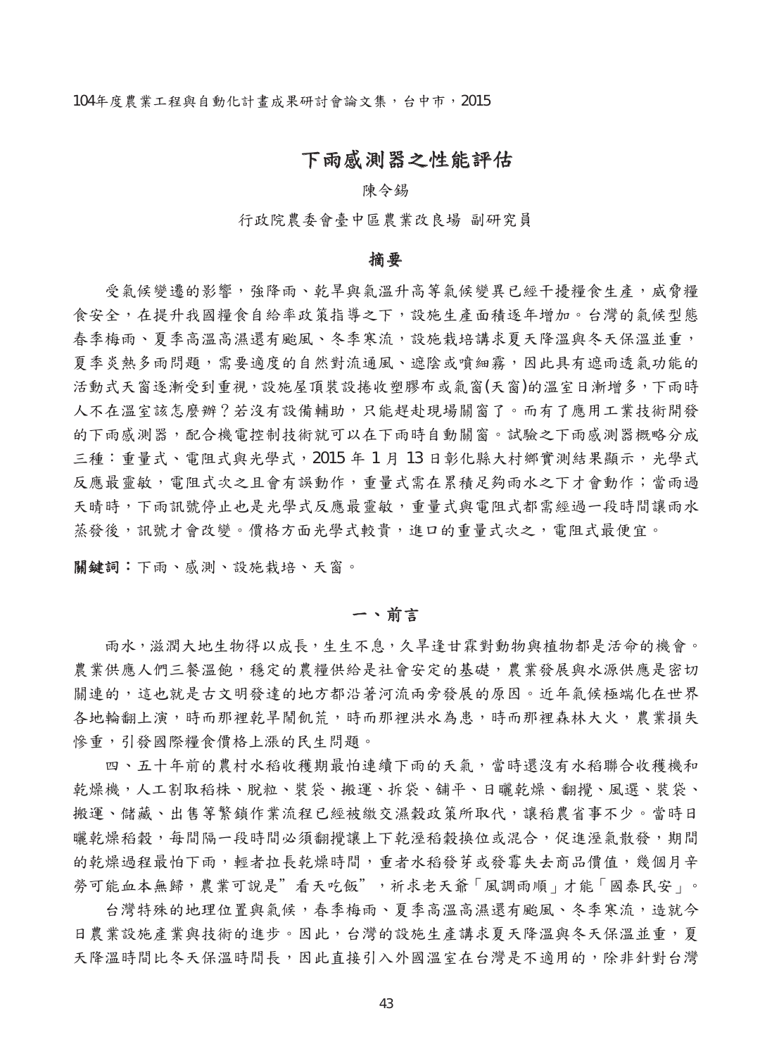# 下雨感測器之性能評估

陳令錫

行政院農委會臺中區農業改良場 副研究員

## 摘要

受氣候變遷的影響，強降雨、乾旱與氣溫升高等氣候變異已經干擾糧食生產，威脅糧食安全，在提升我國糧食自給率政策指導之下，設施生產面積逐年增加。台灣的氣候型態春季梅雨、夏季高溫高濕還有颱風、冬季寒流，設施栽培講求夏天降溫與冬天保溫並重，夏季炎熱多雨問題，需要適度的自然對流通風、遮陰或噴細霧，因此具有遮雨透氣功能的活動式天窗逐漸受到重視，設施屋頂裝設捲收塑膠布或氣窗(天窗)的溫室日漸增多，下雨時人不在溫室該怎麼辦？若沒有設備輔助，只能趕赴現場關窗了。而有了應用工業技術開發的下雨感測器，配合機電控制技術就可以在下雨時自動關窗。試驗之下雨感測器概略分成三種：重量式、電阻式與光學式，2015 年 1 月 13 日彰化縣大村鄉實測結果顯示，光學式反應最靈敏，電阻式次之且會有誤動作，重量式需在累積足夠雨水之下才會動作；當雨過天晴時，下雨訊號停止也是光學式反應最靈敏，重量式與電阻式都需經過一段時間讓雨水蒸發後，訊號才會改變。價格方面光學式較貴，進口的重量式次之，電阻式最便宜。

**關鍵詞**：下雨、感測、設施栽培、天窗。

## 一、前言

雨水，滋潤大地生物得以成長，生生不息，久旱逢甘霖對動物與植物都是活命的機會。農業供應人們三餐溫飽，穩定的農糧供給是社會安定的基礎，農業發展與水源供應是密切關連的，這也就是古文明發達的地方都沿著河流兩旁發展的原因。近年氣候極端化在世界各地輪翻上演，時而那裡乾旱鬧飢荒，時而那裡洪水為患，時而那裡森林大火，農業損失慘重，引發國際糧食價格上漲的民生問題。

四、五十年前的農村水稻收穫期最怕連續下雨的天氣，當時還沒有水稻聯合收穫機和乾燥機，人工割取稻株、脫粒、裝袋、搬運、拆袋、舖平、日曬乾燥、翻攪、風選、裝袋、搬運、儲藏、出售等繁鎖作業流程已經被繳交濕穀政策所取代，讓稻農省事不少。當時日曬乾燥稻穀，每間隔一段時間必須翻攪讓上下乾溼稻穀換位或混合，促進溼氣散發，期間的乾燥過程最怕下雨，輕者拉長乾燥時間，重者水稻發芽或發霉失去商品價值，幾個月辛勞可能血本無歸，農業可說是”看天吃飯”，祈求老天爺「風調雨順」才能「國泰民安」。

台灣特殊的地理位置與氣候，春季梅雨、夏季高溫高濕還有颱風、冬季寒流，造就今日農業設施產業與技術的進步。因此，台灣的設施生產講求夏天降溫與冬天保溫並重，夏天降溫時間比冬天保溫時間長，因此直接引入外國溫室在台灣是不適用的，除非針對台灣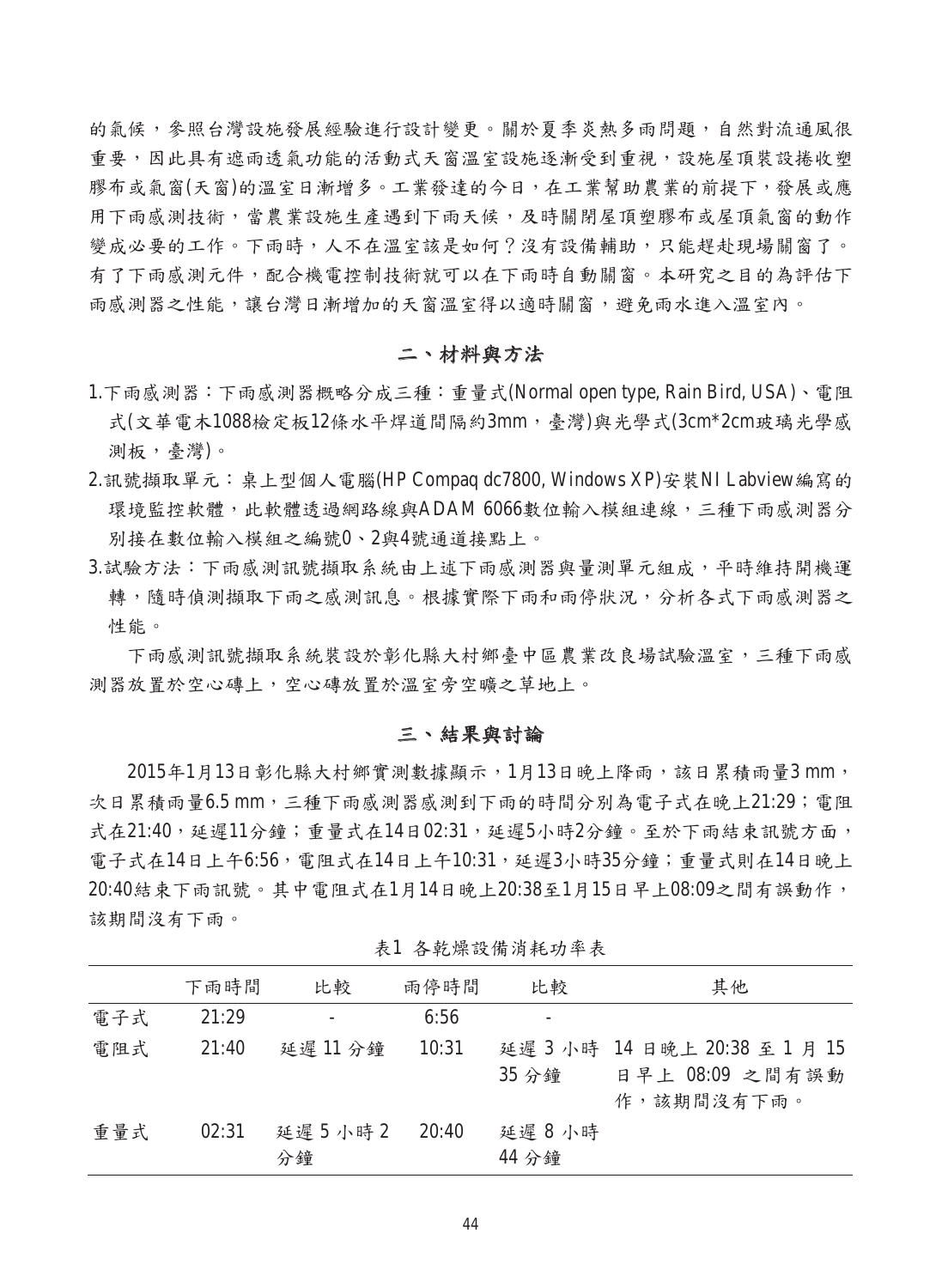的氣候，參照台灣設施發展經驗進行設計變更。關於夏季炎熱多雨問題，自然對流通風很重要，因此具有遮雨透氣功能的活動式天窗溫室設施逐漸受到重視，設施屋頂裝設捲收塑膠布或氣窗(天窗)的溫室日漸增多。工業發達的今日，在工業幫助農業的前提下，發展或應用下雨感測技術，當農業設施生產遇到下雨天候，及時關閉屋頂塑膠布或屋頂氣窗的動作變成必要的工作。下雨時，人不在溫室該是如何？沒有設備輔助，只能趕赴現場關窗了。有了下雨感測元件，配合機電控制技術就可以在下雨時自動關窗。本研究之目的為評估下雨感測器之性能，讓台灣日漸增加的天窗溫室得以適時關窗，避免雨水進入溫室內。

## 二、材料與方法

1. 下雨感測器：下雨感測器概略分成三種：重量式(Normal open type, Rain Bird, USA)、電阻式(文華電木1088檢定板12條水平焊道間隔約3mm，臺灣)與光學式(3cm*2cm玻璃光學感測板，臺灣)。
2. 訊號擷取單元：桌上型個人電腦(HP Compaq dc7800, Windows XP)安裝NI Labview編寫的環境監控軟體，此軟體透過網路線與ADAM 6066數位輸入模組連線，三種下雨感測器分別接在數位輸入模組之編號0、2與4號通道接點上。
3. 試驗方法：下雨感測訊號擷取系統由上述下雨感測器與量測單元組成，平時維持開機運轉，隨時偵測擷取下雨之感測訊息。根據實際下雨和雨停狀況，分析各式下雨感測器之性能。

下雨感測訊號擷取系統裝設於彰化縣大村鄉臺中區農業改良場試驗溫室，三種下雨感測器放置於空心磚上，空心磚放置於溫室旁空曠之草地上。

## 三、結果與討論

2015年1月13日彰化縣大村鄉實測數據顯示，1月13日晚上降雨，該日累積雨量3 mm，次日累積雨量6.5 mm，三種下雨感測器感測到下雨的時間分別為電子式在晚上21:29；電阻式在21:40，延遲11分鐘；重量式在14日02:31，延遲5小時2分鐘。至於下雨結束訊號方面，電子式在14日上午6:56，電阻式在14日上午10:31，延遲3小時35分鐘；重量式則在14日晚上20:40結束下雨訊號。其中電阻式在1月14日晚上20:38至1月15日早上08:09之間有誤動作，該期間沒有下雨。

表1 各乾燥設備消耗功率表

| | 下雨時間 | 比較 | 雨停時間 | 比較 | 其他 |
|---|---|---|---|---|---|
| 電子式 | 21:29 | - | 6:56 | - | |
| 電阻式 | 21:40 | 延遲 11 分鐘 | 10:31 | 延遲 3 小時 35 分鐘 | 14 日晚上 20:38 至 1 月 15 日早上 08:09 之間有誤動作，該期間沒有下雨。 |
| 重量式 | 02:31 | 延遲 5 小時 2 分鐘 | 20:40 | 延遲 8 小時 44 分鐘 | |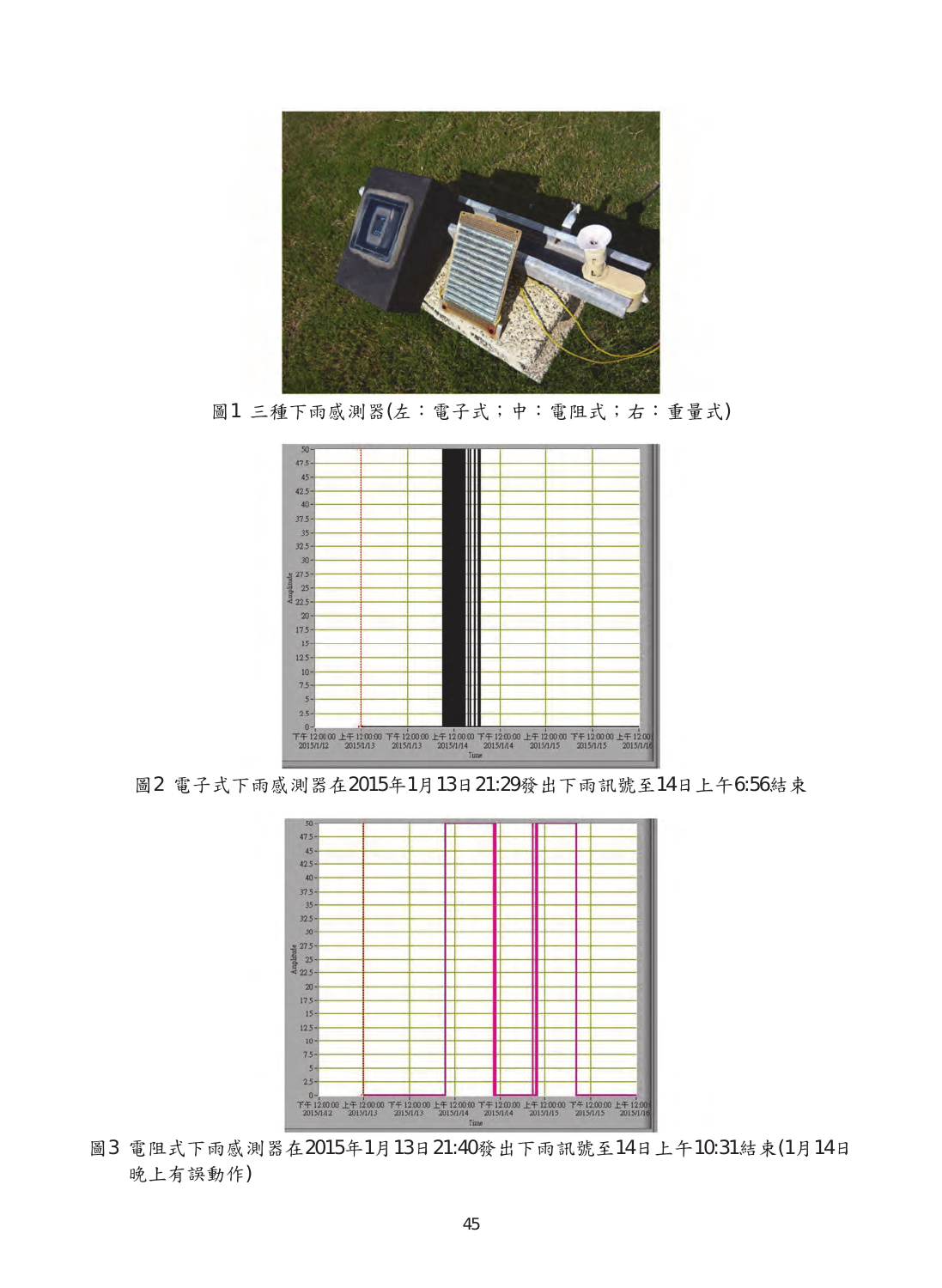圖1 三種下雨感測器(左：電子式；中：電阻式；右：重量式)

圖2 電子式下雨感測器在2015年1月13日21:29發出下雨訊號至14日上午6:56結束

圖3 電阻式下雨感測器在2015年1月13日21:40發出下雨訊號至14日上午10:31結束(1月14日晚上有誤動作)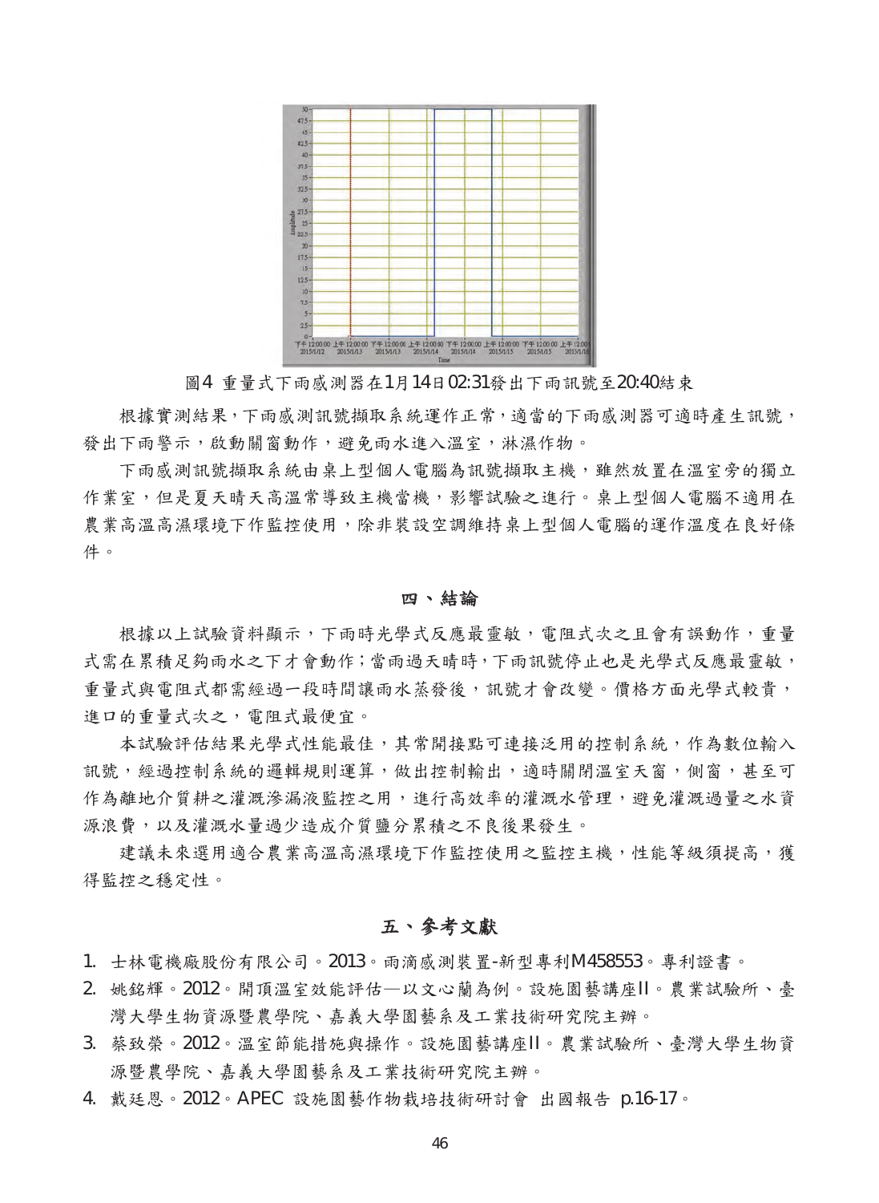圖4 重量式下雨感測器在1月14日02:31發出下雨訊號至20:40結束

根據實測結果，下雨感測訊號擷取系統運作正常，適當的下雨感測器可適時產生訊號，發出下雨警示，啟動關窗動作，避免雨水進入溫室，淋濕作物。

下雨感測訊號擷取系統由桌上型個人電腦為訊號擷取主機，雖然放置在溫室旁的獨立作業室，但是夏天晴天高溫常導致主機當機，影響試驗之進行。桌上型個人電腦不適用在農業高溫高濕環境下作監控使用，除非裝設空調維持桌上型個人電腦的運作溫度在良好條件。

## 四、結論

根據以上試驗資料顯示，下雨時光學式反應最靈敏，電阻式次之且會有誤動作，重量式需在累積足夠雨水之下才會動作；當雨過天晴時，下雨訊號停止也是光學式反應最靈敏，重量式與電阻式都需經過一段時間讓雨水蒸發後，訊號才會改變。價格方面光學式較貴，進口的重量式次之，電阻式最便宜。

本試驗評估結果光學式性能最佳，其常開接點可連接泛用的控制系統，作為數位輸入訊號，經過控制系統的邏輯規則運算，做出控制輸出，適時關閉溫室天窗，側窗，甚至可作為離地介質耕之灌溉滲漏液監控之用，進行高效率的灌溉水管理，避免灌溉過量之水資源浪費，以及灌溉水量過少造成介質鹽分累積之不良後果發生。

建議未來選用適合農業高溫高濕環境下作監控使用之監控主機，性能等級須提高，獲得監控之穩定性。

## 五、參考文獻

1. 士林電機廠股份有限公司。2013。雨滴感測裝置-新型專利M458553。專利證書。
2. 姚銘輝。2012。開頂溫室效能評估—以文心蘭為例。設施園藝講座II。農業試驗所、臺灣大學生物資源暨農學院、嘉義大學園藝系及工業技術研究院主辦。
3. 蔡致榮。2012。溫室節能措施與操作。設施園藝講座II。農業試驗所、臺灣大學生物資源暨農學院、嘉義大學園藝系及工業技術研究院主辦。
4. 戴廷恩。2012。APEC 設施園藝作物栽培技術研討會 出國報告 p.16-17。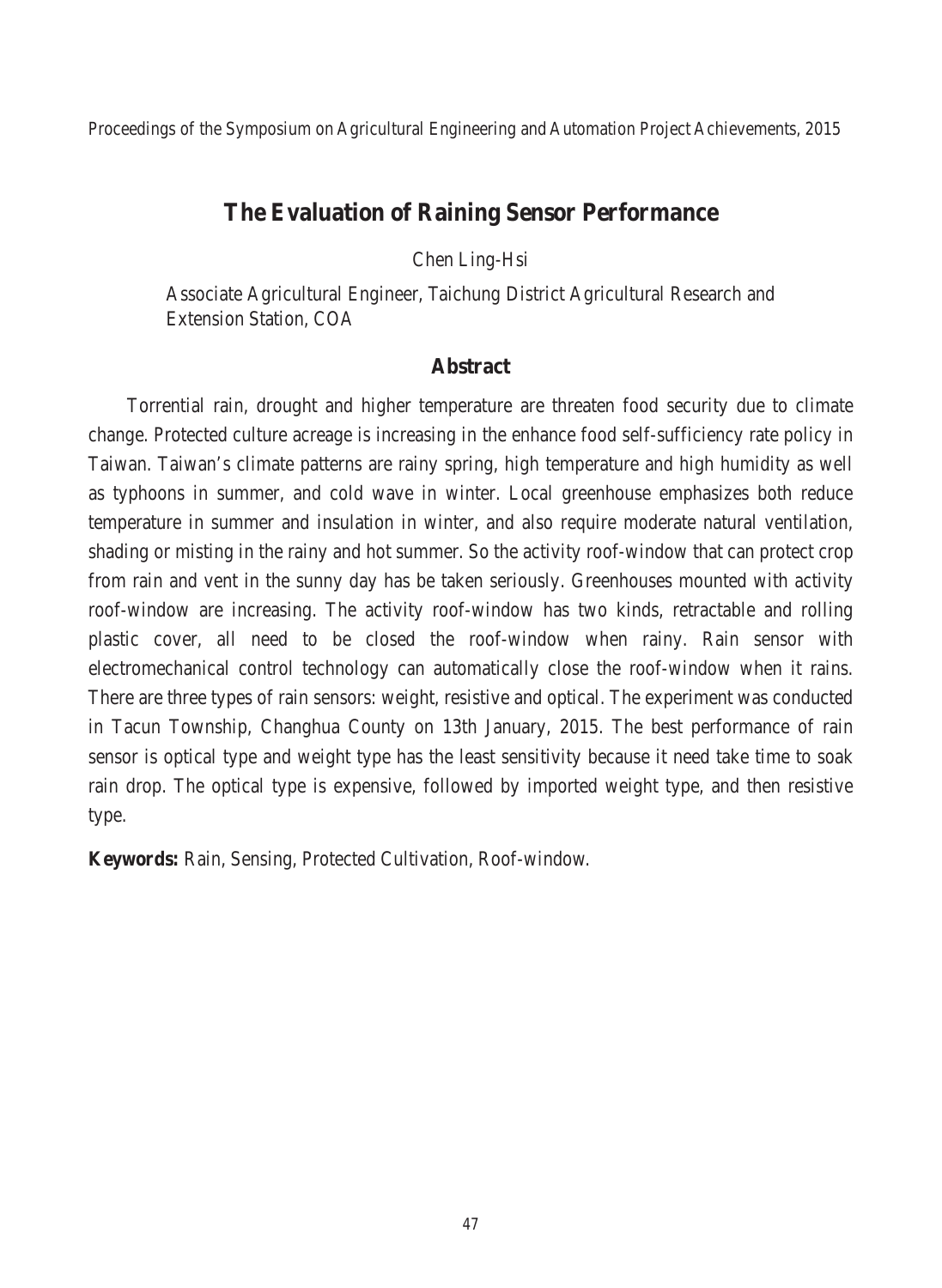# The Evaluation of Raining Sensor Performance

Chen Ling-Hsi

Associate Agricultural Engineer, Taichung District Agricultural Research and Extension Station, COA

## Abstract

Torrential rain, drought and higher temperature are threaten food security due to climate change. Protected culture acreage is increasing in the enhance food self-sufficiency rate policy in Taiwan. Taiwan's climate patterns are rainy spring, high temperature and high humidity as well as typhoons in summer, and cold wave in winter. Local greenhouse emphasizes both reduce temperature in summer and insulation in winter, and also require moderate natural ventilation, shading or misting in the rainy and hot summer. So the activity roof-window that can protect crop from rain and vent in the sunny day has be taken seriously. Greenhouses mounted with activity roof-window are increasing. The activity roof-window has two kinds, retractable and rolling plastic cover, all need to be closed the roof-window when rainy. Rain sensor with electromechanical control technology can automatically close the roof-window when it rains. There are three types of rain sensors: weight, resistive and optical. The experiment was conducted in Tacun Township, Changhua County on 13th January, 2015. The best performance of rain sensor is optical type and weight type has the least sensitivity because it need take time to soak rain drop. The optical type is expensive, followed by imported weight type, and then resistive type.

**Keywords:** Rain, Sensing, Protected Cultivation, Roof-window.